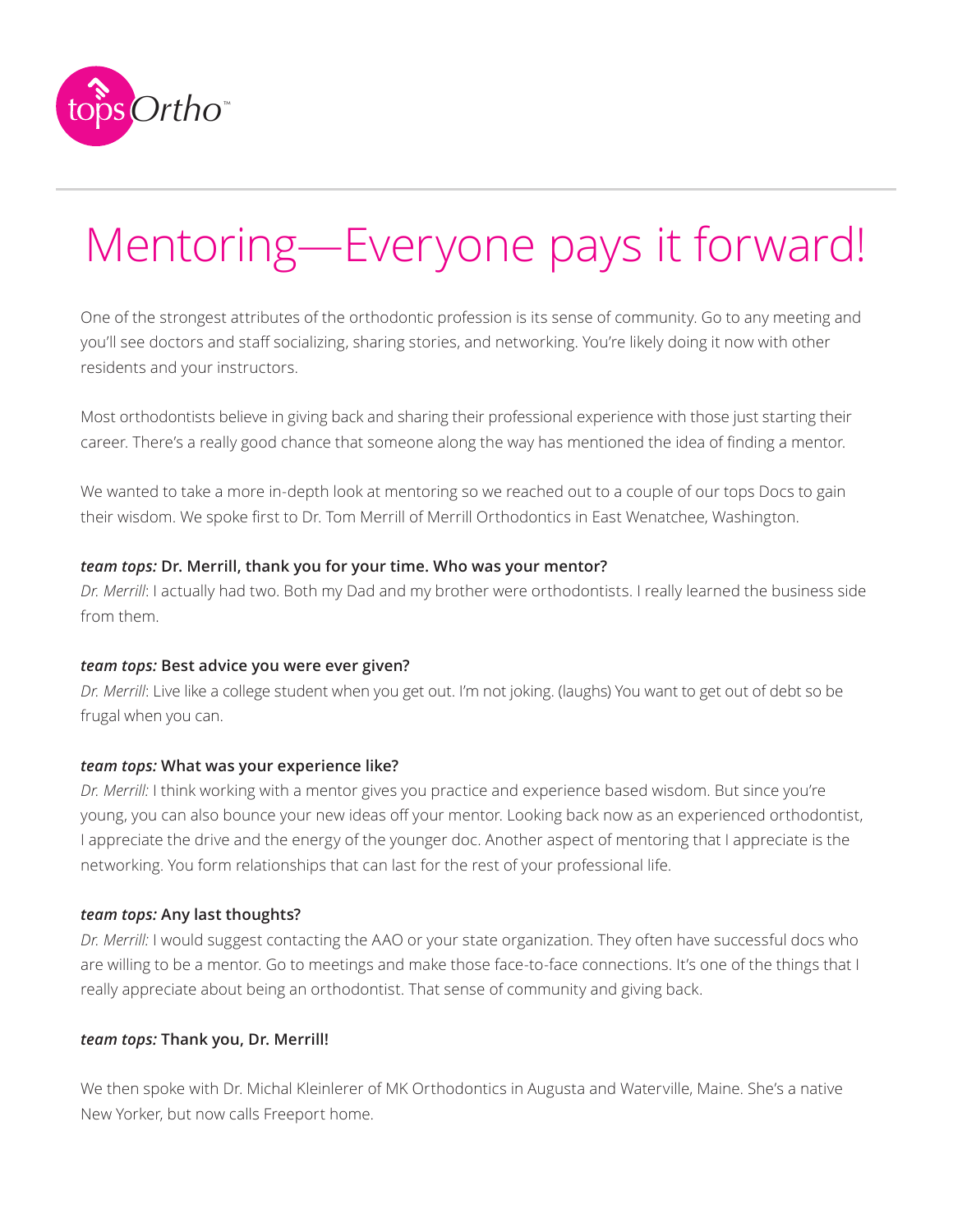# Mentoring—Everyone pays it forward!

One of the strongest attributes of the orthodontic profession is its sense of community. Go to any meeting and you'll see doctors and staff socializing, sharing stories, and networking. You're likely doing it now with other residents and your instructors.

Most orthodontists believe in giving back and sharing their professional experience with those just starting their career. There's a really good chance that someone along the way has mentioned the idea of finding a mentor.

We wanted to take a more in-depth look at mentoring so we reached out to a couple of our tops Docs to gain their wisdom. We spoke first to Dr. Tom Merrill of Merrill Orthodontics in East Wenatchee, Washington.

***team tops:* Dr. Merrill, thank you for your time. Who was your mentor?**
*Dr. Merrill*: I actually had two. Both my Dad and my brother were orthodontists. I really learned the business side from them.

***team tops:* Best advice you were ever given?**
*Dr. Merrill*: Live like a college student when you get out. I'm not joking. (laughs) You want to get out of debt so be frugal when you can.

***team tops:* What was your experience like?**
*Dr. Merrill:* I think working with a mentor gives you practice and experience based wisdom. But since you're young, you can also bounce your new ideas off your mentor. Looking back now as an experienced orthodontist, I appreciate the drive and the energy of the younger doc. Another aspect of mentoring that I appreciate is the networking. You form relationships that can last for the rest of your professional life.

***team tops:* Any last thoughts?**
*Dr. Merrill:* I would suggest contacting the AAO or your state organization. They often have successful docs who are willing to be a mentor. Go to meetings and make those face-to-face connections. It's one of the things that I really appreciate about being an orthodontist. That sense of community and giving back.

***team tops:* Thank you, Dr. Merrill!**

We then spoke with Dr. Michal Kleinlerer of MK Orthodontics in Augusta and Waterville, Maine. She's a native New Yorker, but now calls Freeport home.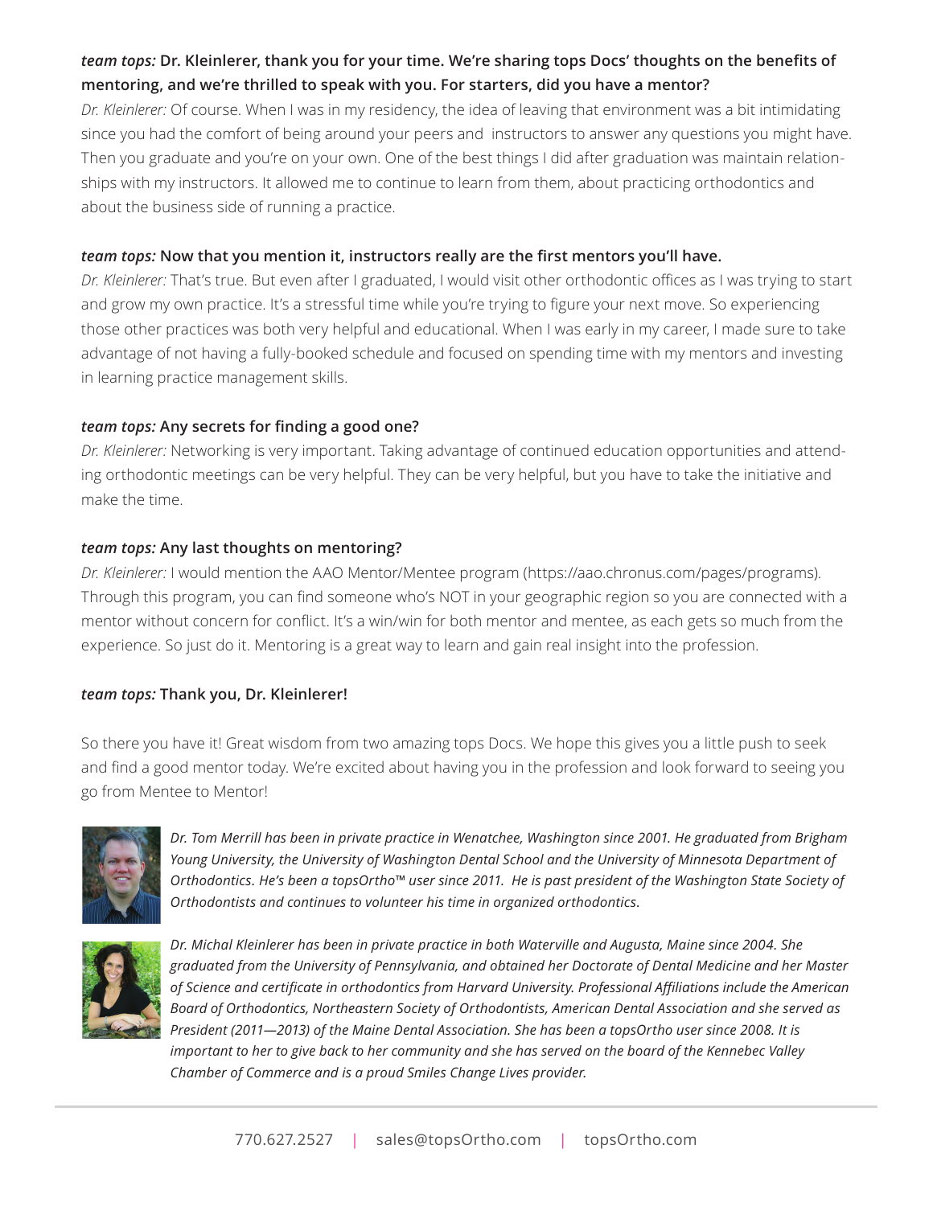***team tops:* Dr. Kleinlerer, thank you for your time. We're sharing tops Docs' thoughts on the benefits of mentoring, and we're thrilled to speak with you. For starters, did you have a mentor?**

*Dr. Kleinlerer:* Of course. When I was in my residency, the idea of leaving that environment was a bit intimidating since you had the comfort of being around your peers and instructors to answer any questions you might have. Then you graduate and you're on your own. One of the best things I did after graduation was maintain relationships with my instructors. It allowed me to continue to learn from them, about practicing orthodontics and about the business side of running a practice.

***team tops:* Now that you mention it, instructors really are the first mentors you'll have.**

*Dr. Kleinlerer:* That's true. But even after I graduated, I would visit other orthodontic offices as I was trying to start and grow my own practice. It's a stressful time while you're trying to figure your next move. So experiencing those other practices was both very helpful and educational. When I was early in my career, I made sure to take advantage of not having a fully-booked schedule and focused on spending time with my mentors and investing in learning practice management skills.

***team tops:* Any secrets for finding a good one?**

*Dr. Kleinlerer:* Networking is very important. Taking advantage of continued education opportunities and attending orthodontic meetings can be very helpful. They can be very helpful, but you have to take the initiative and make the time.

***team tops:* Any last thoughts on mentoring?**

*Dr. Kleinlerer:* I would mention the AAO Mentor/Mentee program (https://aao.chronus.com/pages/programs). Through this program, you can find someone who's NOT in your geographic region so you are connected with a mentor without concern for conflict. It's a win/win for both mentor and mentee, as each gets so much from the experience. So just do it. Mentoring is a great way to learn and gain real insight into the profession.

***team tops:* Thank you, Dr. Kleinlerer!**

So there you have it! Great wisdom from two amazing tops Docs. We hope this gives you a little push to seek and find a good mentor today. We're excited about having you in the profession and look forward to seeing you go from Mentee to Mentor!

*Dr. Tom Merrill has been in private practice in Wenatchee, Washington since 2001. He graduated from Brigham Young University, the University of Washington Dental School and the University of Minnesota Department of Orthodontics. He's been a topsOrtho™ user since 2011. He is past president of the Washington State Society of Orthodontists and continues to volunteer his time in organized orthodontics.*

*Dr. Michal Kleinlerer has been in private practice in both Waterville and Augusta, Maine since 2004. She graduated from the University of Pennsylvania, and obtained her Doctorate of Dental Medicine and her Master of Science and certificate in orthodontics from Harvard University. Professional Affiliations include the American Board of Orthodontics, Northeastern Society of Orthodontists, American Dental Association and she served as President (2011—2013) of the Maine Dental Association. She has been a topsOrtho user since 2008. It is important to her to give back to her community and she has served on the board of the Kennebec Valley Chamber of Commerce and is a proud Smiles Change Lives provider.*

770.627.2527 | sales@topsOrtho.com | topsOrtho.com